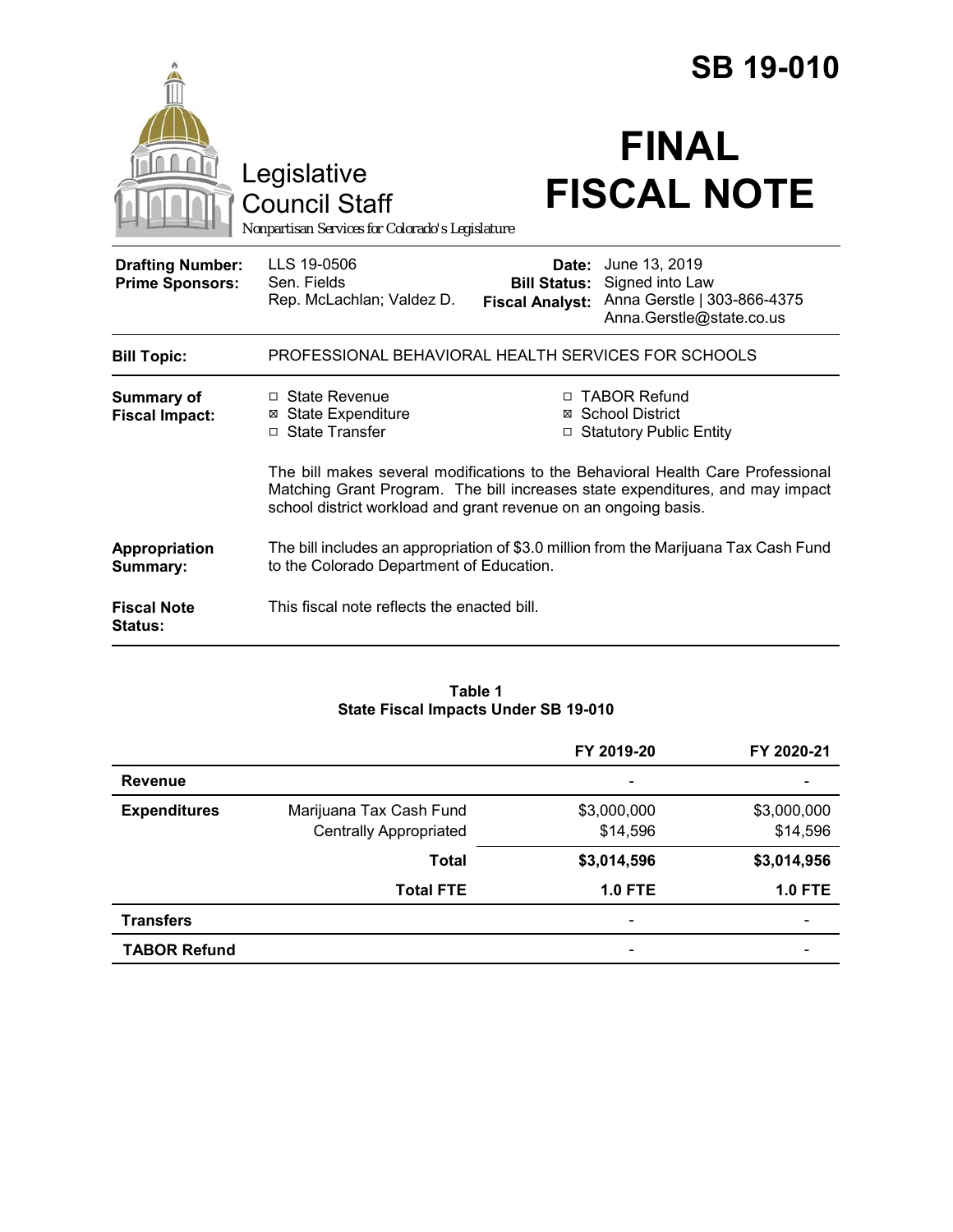# SB 19-010

# FINAL FISCAL NOTE

Legislative Council Staff

*Nonpartisan Services for Colorado's Legislature*

| | | | |
|---|---|---|---|
| **Drafting Number:** | LLS 19-0506 | **Date:** | June 13, 2019 |
| **Prime Sponsors:** | Sen. Fields<br>Rep. McLachlan; Valdez D. | **Bill Status:** | Signed into Law |
| | | **Fiscal Analyst:** | Anna Gerstle \| 303-866-4375<br>Anna.Gerstle@state.co.us |

| | |
|---|---|
| **Bill Topic:** | PROFESSIONAL BEHAVIORAL HEALTH SERVICES FOR SCHOOLS |
| **Summary of Fiscal Impact:** | ☐ State Revenue<br>☒ State Expenditure<br>☐ State Transfer<br>☐ TABOR Refund<br>☒ School District<br>☐ Statutory Public Entity<br><br>The bill makes several modifications to the Behavioral Health Care Professional Matching Grant Program. The bill increases state expenditures, and may impact school district workload and grant revenue on an ongoing basis. |
| **Appropriation Summary:** | The bill includes an appropriation of $3.0 million from the Marijuana Tax Cash Fund to the Colorado Department of Education. |
| **Fiscal Note Status:** | This fiscal note reflects the enacted bill. |

**Table 1**
**State Fiscal Impacts Under SB 19-010**

| | | FY 2019-20 | FY 2020-21 |
|---|---|---|---|
| **Revenue** | | - | - |
| **Expenditures** | Marijuana Tax Cash Fund | $3,000,000 | $3,000,000 |
| | Centrally Appropriated | $14,596 | $14,596 |
| | **Total** | **$3,014,596** | **$3,014,956** |
| | **Total FTE** | **1.0 FTE** | **1.0 FTE** |
| **Transfers** | | - | - |
| **TABOR Refund** | | - | - |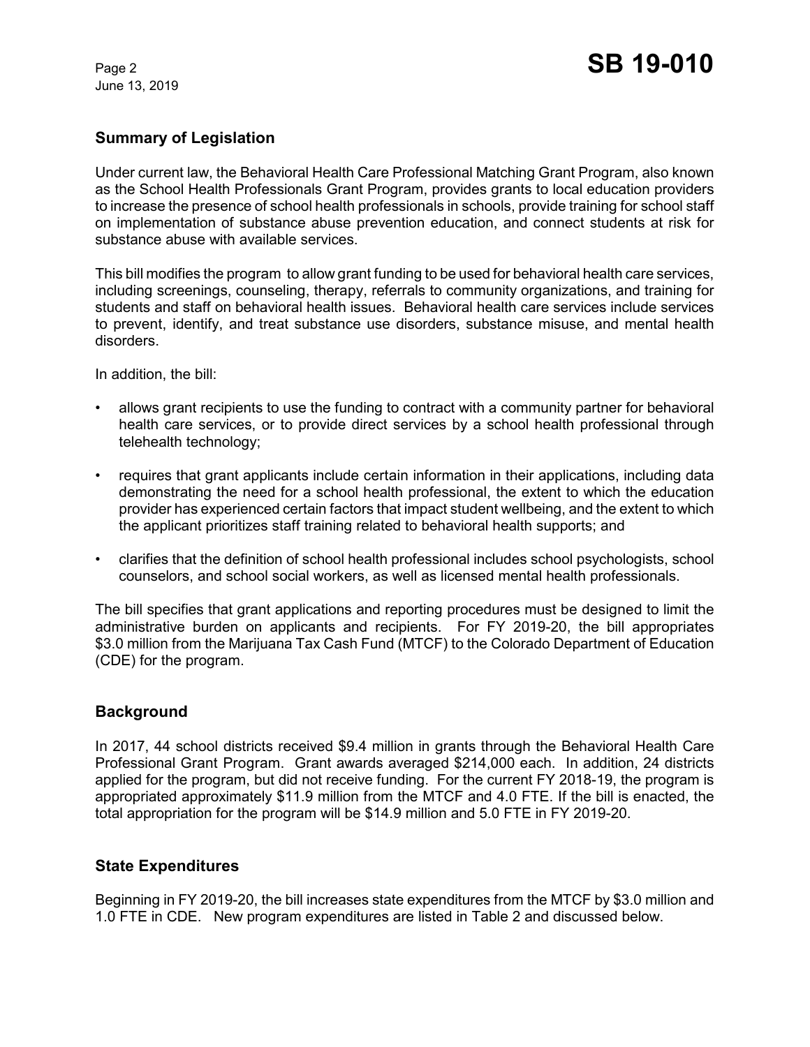## Summary of Legislation

Under current law, the Behavioral Health Care Professional Matching Grant Program, also known as the School Health Professionals Grant Program, provides grants to local education providers to increase the presence of school health professionals in schools, provide training for school staff on implementation of substance abuse prevention education, and connect students at risk for substance abuse with available services.

This bill modifies the program to allow grant funding to be used for behavioral health care services, including screenings, counseling, therapy, referrals to community organizations, and training for students and staff on behavioral health issues. Behavioral health care services include services to prevent, identify, and treat substance use disorders, substance misuse, and mental health disorders.

In addition, the bill:

- allows grant recipients to use the funding to contract with a community partner for behavioral health care services, or to provide direct services by a school health professional through telehealth technology;
- requires that grant applicants include certain information in their applications, including data demonstrating the need for a school health professional, the extent to which the education provider has experienced certain factors that impact student wellbeing, and the extent to which the applicant prioritizes staff training related to behavioral health supports; and
- clarifies that the definition of school health professional includes school psychologists, school counselors, and school social workers, as well as licensed mental health professionals.

The bill specifies that grant applications and reporting procedures must be designed to limit the administrative burden on applicants and recipients. For FY 2019-20, the bill appropriates $3.0 million from the Marijuana Tax Cash Fund (MTCF) to the Colorado Department of Education (CDE) for the program.

## Background

In 2017, 44 school districts received $9.4 million in grants through the Behavioral Health Care Professional Grant Program. Grant awards averaged $214,000 each. In addition, 24 districts applied for the program, but did not receive funding. For the current FY 2018-19, the program is appropriated approximately $11.9 million from the MTCF and 4.0 FTE. If the bill is enacted, the total appropriation for the program will be $14.9 million and 5.0 FTE in FY 2019-20.

## State Expenditures

Beginning in FY 2019-20, the bill increases state expenditures from the MTCF by $3.0 million and 1.0 FTE in CDE. New program expenditures are listed in Table 2 and discussed below.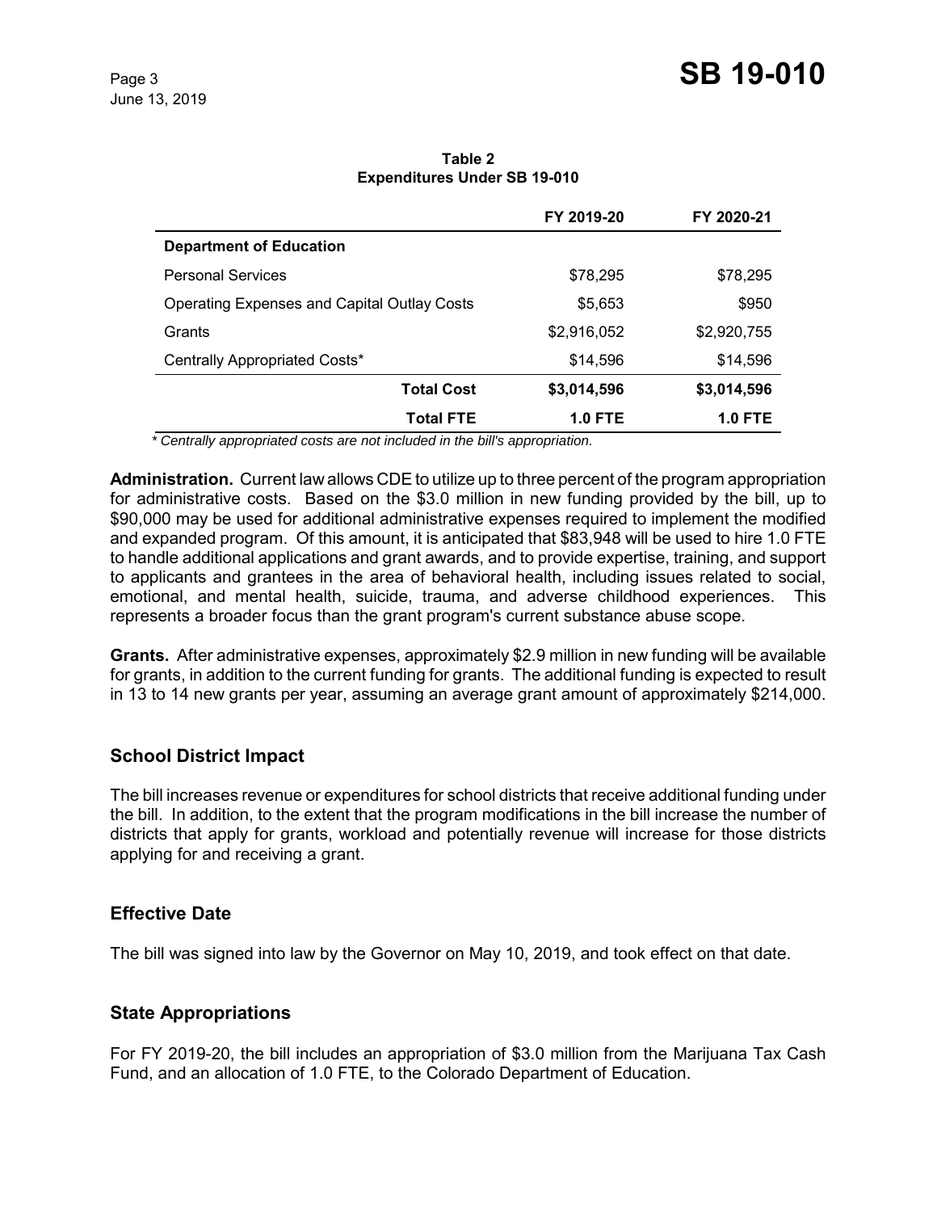**Table 2**
**Expenditures Under SB 19-010**

| | FY 2019-20 | FY 2020-21 |
|---|---|---|
| **Department of Education** | | |
| Personal Services | $78,295 | $78,295 |
| Operating Expenses and Capital Outlay Costs | $5,653 | $950 |
| Grants | $2,916,052 | $2,920,755 |
| Centrally Appropriated Costs* | $14,596 | $14,596 |
| **Total Cost** | **$3,014,596** | **$3,014,596** |
| **Total FTE** | **1.0 FTE** | **1.0 FTE** |

*\* Centrally appropriated costs are not included in the bill's appropriation.*

**Administration.** Current law allows CDE to utilize up to three percent of the program appropriation for administrative costs. Based on the $3.0 million in new funding provided by the bill, up to $90,000 may be used for additional administrative expenses required to implement the modified and expanded program. Of this amount, it is anticipated that $83,948 will be used to hire 1.0 FTE to handle additional applications and grant awards, and to provide expertise, training, and support to applicants and grantees in the area of behavioral health, including issues related to social, emotional, and mental health, suicide, trauma, and adverse childhood experiences. This represents a broader focus than the grant program's current substance abuse scope.

**Grants.** After administrative expenses, approximately $2.9 million in new funding will be available for grants, in addition to the current funding for grants. The additional funding is expected to result in 13 to 14 new grants per year, assuming an average grant amount of approximately $214,000.

## School District Impact

The bill increases revenue or expenditures for school districts that receive additional funding under the bill. In addition, to the extent that the program modifications in the bill increase the number of districts that apply for grants, workload and potentially revenue will increase for those districts applying for and receiving a grant.

## Effective Date

The bill was signed into law by the Governor on May 10, 2019, and took effect on that date.

## State Appropriations

For FY 2019-20, the bill includes an appropriation of $3.0 million from the Marijuana Tax Cash Fund, and an allocation of 1.0 FTE, to the Colorado Department of Education.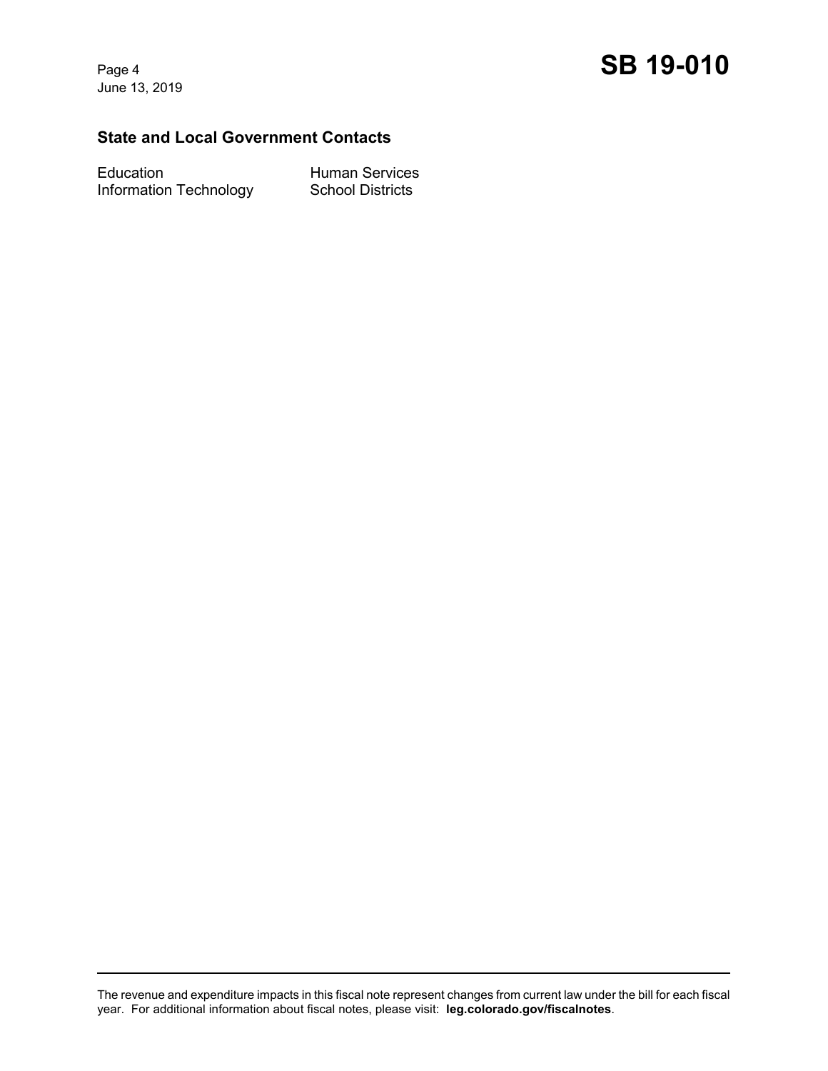## State and Local Government Contacts

| | |
|---|---|
| Education | Human Services |
| Information Technology | School Districts |

The revenue and expenditure impacts in this fiscal note represent changes from current law under the bill for each fiscal year. For additional information about fiscal notes, please visit: **leg.colorado.gov/fiscalnotes**.